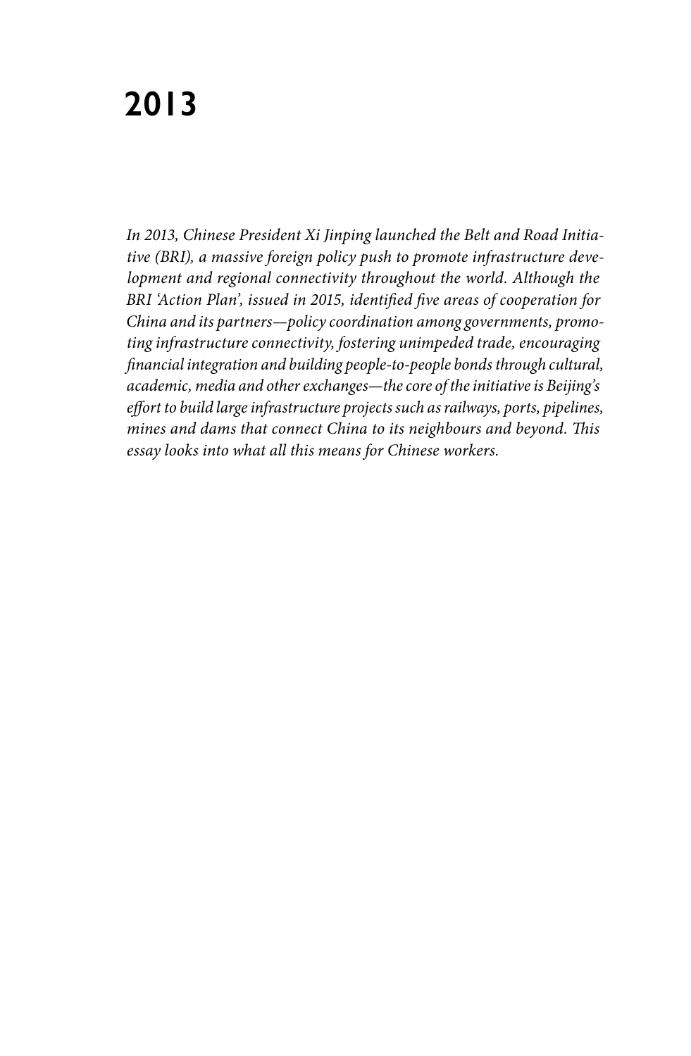# 2013

*In 2013, Chinese President Xi Jinping launched the Belt and Road Initiative (BRI), a massive foreign policy push to promote infrastructure development and regional connectivity throughout the world. Although the BRI 'Action Plan', issued in 2015, identified five areas of cooperation for China and its partners—policy coordination among governments, promoting infrastructure connectivity, fostering unimpeded trade, encouraging financial integration and building people-to-people bonds through cultural, academic, media and other exchanges—the core of the initiative is Beijing's effort to build large infrastructure projects such as railways, ports, pipelines, mines and dams that connect China to its neighbours and beyond. This essay looks into what all this means for Chinese workers.*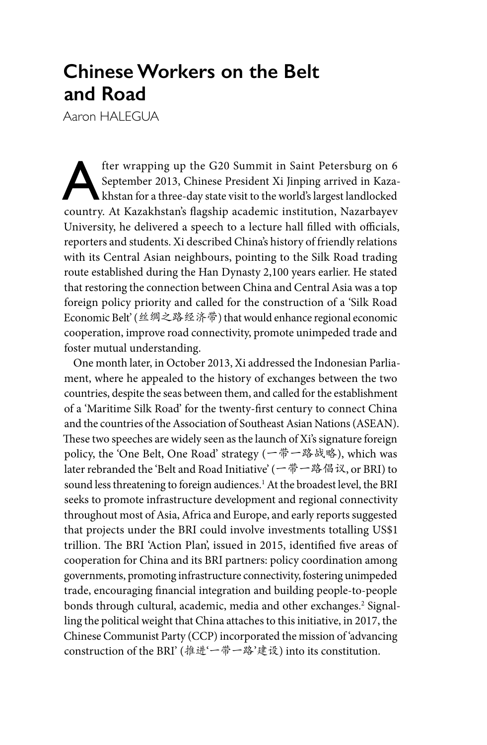# Chinese Workers on the Belt and Road

Aaron HALEGUA

After wrapping up the G20 Summit in Saint Petersburg on 6 September 2013, Chinese President Xi Jinping arrived in Kazakhstan for a three-day state visit to the world's largest landlocked country. At Kazakhstan's flagship academic institution, Nazarbayev University, he delivered a speech to a lecture hall filled with officials, reporters and students. Xi described China's history of friendly relations with its Central Asian neighbours, pointing to the Silk Road trading route established during the Han Dynasty 2,100 years earlier. He stated that restoring the connection between China and Central Asia was a top foreign policy priority and called for the construction of a 'Silk Road Economic Belt' (丝绸之路经济带) that would enhance regional economic cooperation, improve road connectivity, promote unimpeded trade and foster mutual understanding.

One month later, in October 2013, Xi addressed the Indonesian Parliament, where he appealed to the history of exchanges between the two countries, despite the seas between them, and called for the establishment of a 'Maritime Silk Road' for the twenty-first century to connect China and the countries of the Association of Southeast Asian Nations (ASEAN). These two speeches are widely seen as the launch of Xi's signature foreign policy, the 'One Belt, One Road' strategy (一带一路战略), which was later rebranded the 'Belt and Road Initiative' (一带一路倡议, or BRI) to sound less threatening to foreign audiences.[1] At the broadest level, the BRI seeks to promote infrastructure development and regional connectivity throughout most of Asia, Africa and Europe, and early reports suggested that projects under the BRI could involve investments totalling US$1 trillion. The BRI 'Action Plan', issued in 2015, identified five areas of cooperation for China and its BRI partners: policy coordination among governments, promoting infrastructure connectivity, fostering unimpeded trade, encouraging financial integration and building people-to-people bonds through cultural, academic, media and other exchanges.[2] Signalling the political weight that China attaches to this initiative, in 2017, the Chinese Communist Party (CCP) incorporated the mission of 'advancing construction of the BRI' (推进'一带一路'建设) into its constitution.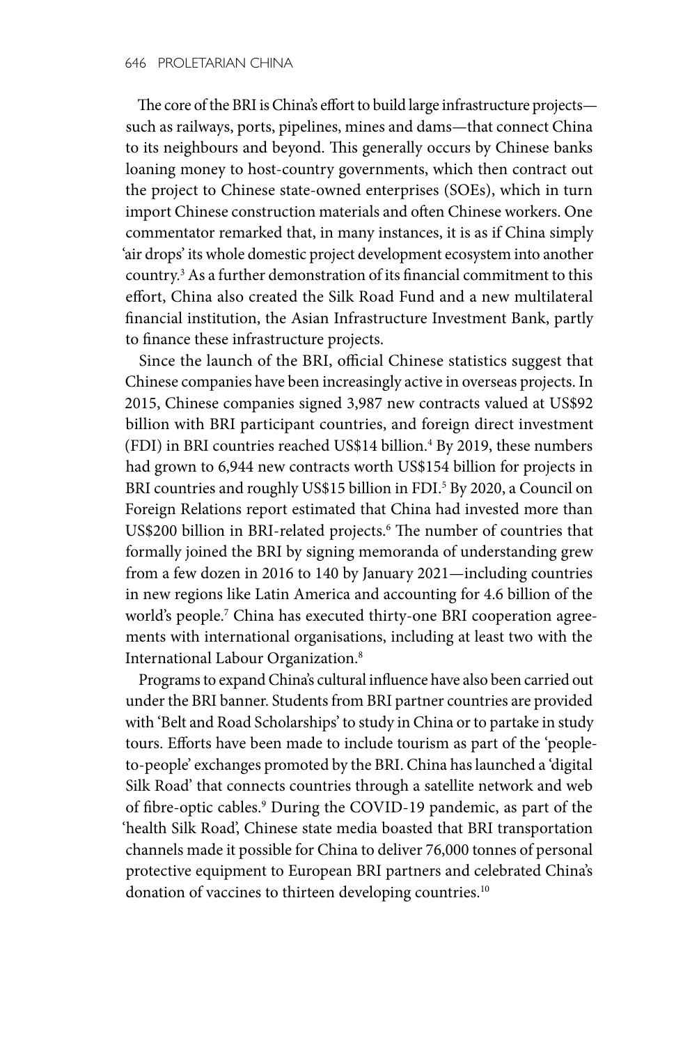The core of the BRI is China's effort to build large infrastructure projects—such as railways, ports, pipelines, mines and dams—that connect China to its neighbours and beyond. This generally occurs by Chinese banks loaning money to host-country governments, which then contract out the project to Chinese state-owned enterprises (SOEs), which in turn import Chinese construction materials and often Chinese workers. One commentator remarked that, in many instances, it is as if China simply 'air drops' its whole domestic project development ecosystem into another country.[3] As a further demonstration of its financial commitment to this effort, China also created the Silk Road Fund and a new multilateral financial institution, the Asian Infrastructure Investment Bank, partly to finance these infrastructure projects.

Since the launch of the BRI, official Chinese statistics suggest that Chinese companies have been increasingly active in overseas projects. In 2015, Chinese companies signed 3,987 new contracts valued at US$92 billion with BRI participant countries, and foreign direct investment (FDI) in BRI countries reached US$14 billion.[4] By 2019, these numbers had grown to 6,944 new contracts worth US$154 billion for projects in BRI countries and roughly US$15 billion in FDI.[5] By 2020, a Council on Foreign Relations report estimated that China had invested more than US$200 billion in BRI-related projects.[6] The number of countries that formally joined the BRI by signing memoranda of understanding grew from a few dozen in 2016 to 140 by January 2021—including countries in new regions like Latin America and accounting for 4.6 billion of the world's people.[7] China has executed thirty-one BRI cooperation agreements with international organisations, including at least two with the International Labour Organization.[8]

Programs to expand China's cultural influence have also been carried out under the BRI banner. Students from BRI partner countries are provided with 'Belt and Road Scholarships' to study in China or to partake in study tours. Efforts have been made to include tourism as part of the 'people-to-people' exchanges promoted by the BRI. China has launched a 'digital Silk Road' that connects countries through a satellite network and web of fibre-optic cables.[9] During the COVID-19 pandemic, as part of the 'health Silk Road', Chinese state media boasted that BRI transportation channels made it possible for China to deliver 76,000 tonnes of personal protective equipment to European BRI partners and celebrated China's donation of vaccines to thirteen developing countries.[10]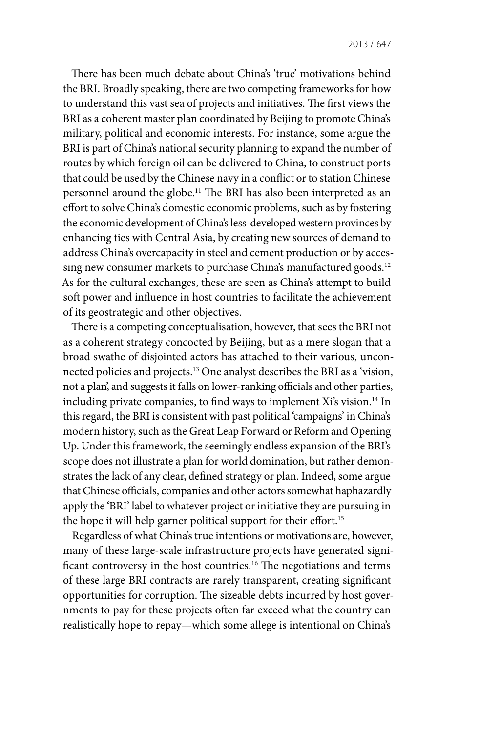There has been much debate about China's 'true' motivations behind the BRI. Broadly speaking, there are two competing frameworks for how to understand this vast sea of projects and initiatives. The first views the BRI as a coherent master plan coordinated by Beijing to promote China's military, political and economic interests. For instance, some argue the BRI is part of China's national security planning to expand the number of routes by which foreign oil can be delivered to China, to construct ports that could be used by the Chinese navy in a conflict or to station Chinese personnel around the globe.[11] The BRI has also been interpreted as an effort to solve China's domestic economic problems, such as by fostering the economic development of China's less-developed western provinces by enhancing ties with Central Asia, by creating new sources of demand to address China's overcapacity in steel and cement production or by accessing new consumer markets to purchase China's manufactured goods.[12] As for the cultural exchanges, these are seen as China's attempt to build soft power and influence in host countries to facilitate the achievement of its geostrategic and other objectives.

There is a competing conceptualisation, however, that sees the BRI not as a coherent strategy concocted by Beijing, but as a mere slogan that a broad swathe of disjointed actors has attached to their various, unconnected policies and projects.[13] One analyst describes the BRI as a 'vision, not a plan', and suggests it falls on lower-ranking officials and other parties, including private companies, to find ways to implement Xi's vision.[14] In this regard, the BRI is consistent with past political 'campaigns' in China's modern history, such as the Great Leap Forward or Reform and Opening Up. Under this framework, the seemingly endless expansion of the BRI's scope does not illustrate a plan for world domination, but rather demonstrates the lack of any clear, defined strategy or plan. Indeed, some argue that Chinese officials, companies and other actors somewhat haphazardly apply the 'BRI' label to whatever project or initiative they are pursuing in the hope it will help garner political support for their effort.[15]

Regardless of what China's true intentions or motivations are, however, many of these large-scale infrastructure projects have generated significant controversy in the host countries.[16] The negotiations and terms of these large BRI contracts are rarely transparent, creating significant opportunities for corruption. The sizeable debts incurred by host governments to pay for these projects often far exceed what the country can realistically hope to repay—which some allege is intentional on China's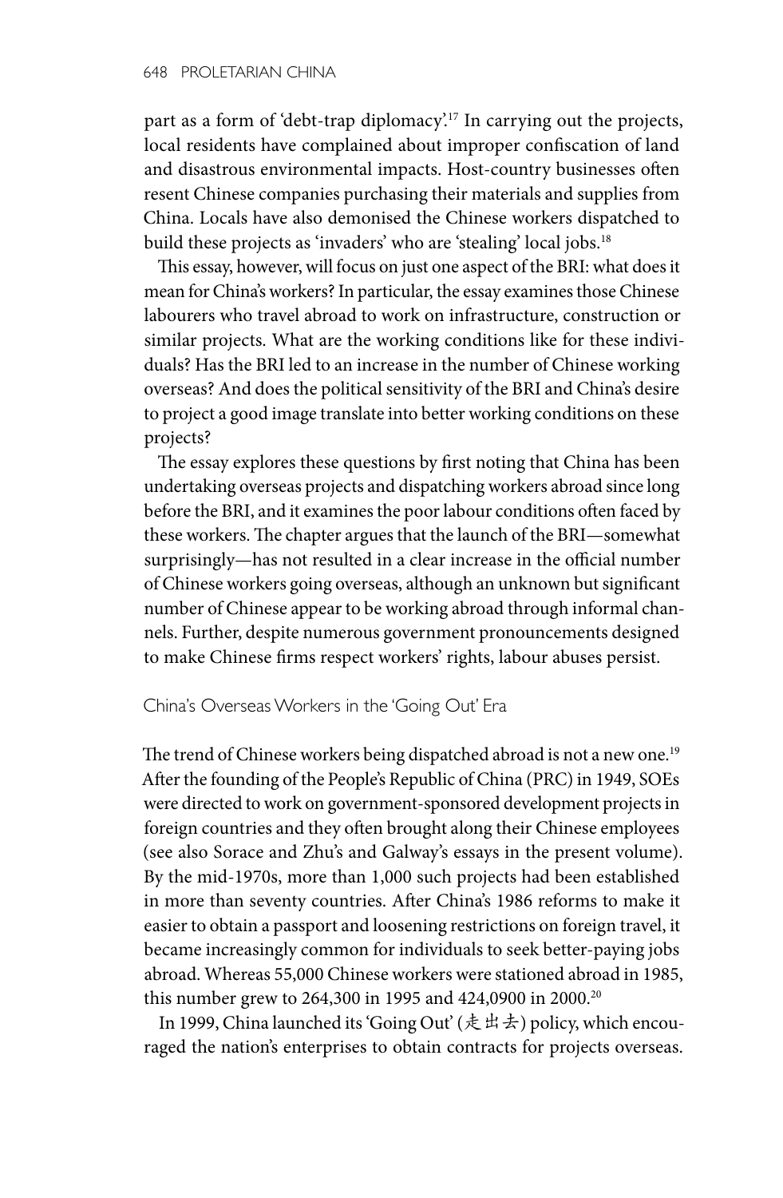part as a form of 'debt-trap diplomacy'.[17] In carrying out the projects, local residents have complained about improper confiscation of land and disastrous environmental impacts. Host-country businesses often resent Chinese companies purchasing their materials and supplies from China. Locals have also demonised the Chinese workers dispatched to build these projects as 'invaders' who are 'stealing' local jobs.[18]

This essay, however, will focus on just one aspect of the BRI: what does it mean for China's workers? In particular, the essay examines those Chinese labourers who travel abroad to work on infrastructure, construction or similar projects. What are the working conditions like for these individuals? Has the BRI led to an increase in the number of Chinese working overseas? And does the political sensitivity of the BRI and China's desire to project a good image translate into better working conditions on these projects?

The essay explores these questions by first noting that China has been undertaking overseas projects and dispatching workers abroad since long before the BRI, and it examines the poor labour conditions often faced by these workers. The chapter argues that the launch of the BRI—somewhat surprisingly—has not resulted in a clear increase in the official number of Chinese workers going overseas, although an unknown but significant number of Chinese appear to be working abroad through informal channels. Further, despite numerous government pronouncements designed to make Chinese firms respect workers' rights, labour abuses persist.

## China's Overseas Workers in the 'Going Out' Era

The trend of Chinese workers being dispatched abroad is not a new one.[19] After the founding of the People's Republic of China (PRC) in 1949, SOEs were directed to work on government-sponsored development projects in foreign countries and they often brought along their Chinese employees (see also Sorace and Zhu's and Galway's essays in the present volume). By the mid-1970s, more than 1,000 such projects had been established in more than seventy countries. After China's 1986 reforms to make it easier to obtain a passport and loosening restrictions on foreign travel, it became increasingly common for individuals to seek better-paying jobs abroad. Whereas 55,000 Chinese workers were stationed abroad in 1985, this number grew to 264,300 in 1995 and 424,0900 in 2000.[20]

In 1999, China launched its 'Going Out' (走出去) policy, which encouraged the nation's enterprises to obtain contracts for projects overseas.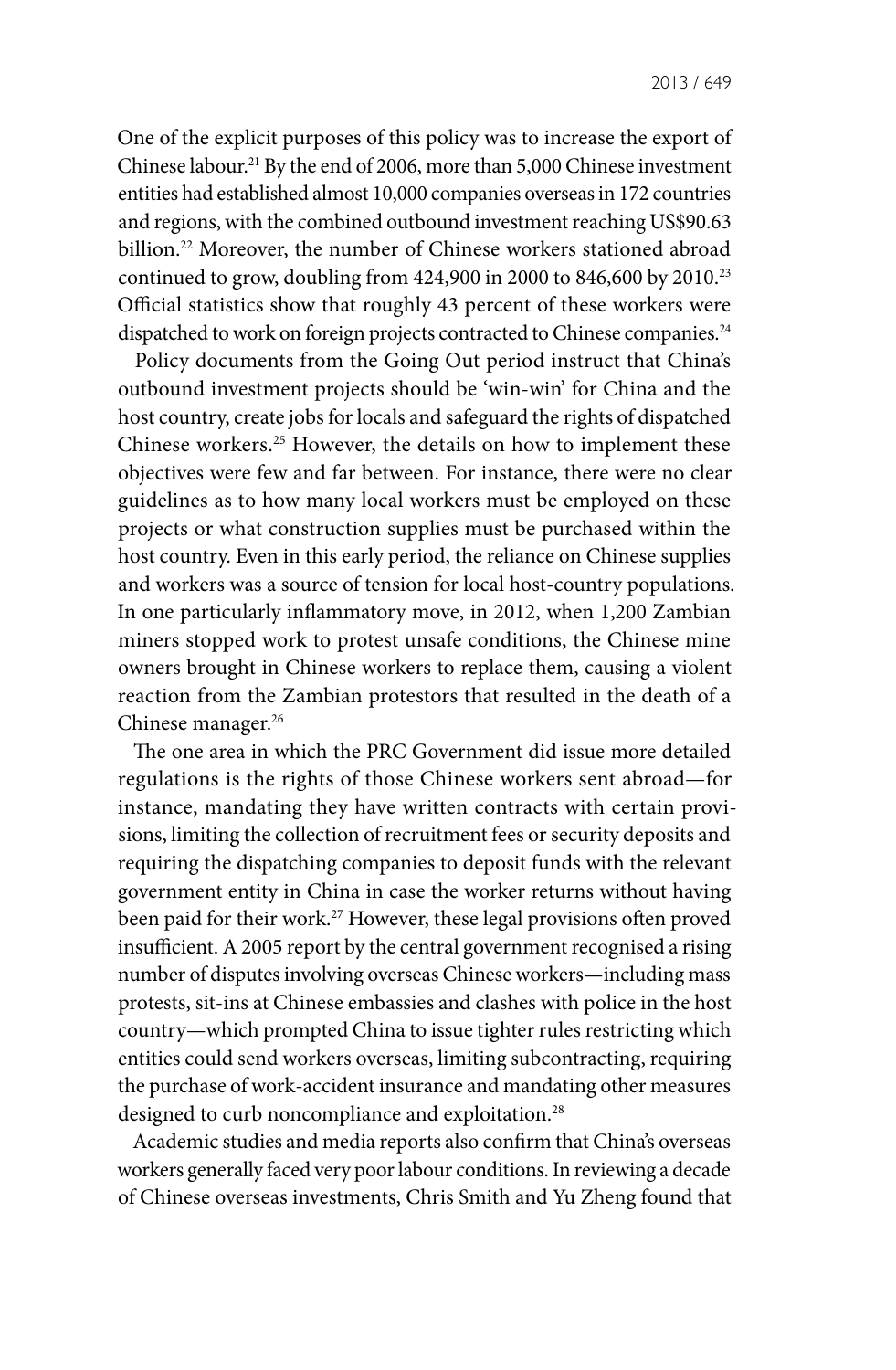One of the explicit purposes of this policy was to increase the export of Chinese labour.[21] By the end of 2006, more than 5,000 Chinese investment entities had established almost 10,000 companies overseas in 172 countries and regions, with the combined outbound investment reaching US$90.63 billion.[22] Moreover, the number of Chinese workers stationed abroad continued to grow, doubling from 424,900 in 2000 to 846,600 by 2010.[23] Official statistics show that roughly 43 percent of these workers were dispatched to work on foreign projects contracted to Chinese companies.[24]

Policy documents from the Going Out period instruct that China's outbound investment projects should be 'win-win' for China and the host country, create jobs for locals and safeguard the rights of dispatched Chinese workers.[25] However, the details on how to implement these objectives were few and far between. For instance, there were no clear guidelines as to how many local workers must be employed on these projects or what construction supplies must be purchased within the host country. Even in this early period, the reliance on Chinese supplies and workers was a source of tension for local host-country populations. In one particularly inflammatory move, in 2012, when 1,200 Zambian miners stopped work to protest unsafe conditions, the Chinese mine owners brought in Chinese workers to replace them, causing a violent reaction from the Zambian protestors that resulted in the death of a Chinese manager.[26]

The one area in which the PRC Government did issue more detailed regulations is the rights of those Chinese workers sent abroad—for instance, mandating they have written contracts with certain provisions, limiting the collection of recruitment fees or security deposits and requiring the dispatching companies to deposit funds with the relevant government entity in China in case the worker returns without having been paid for their work.[27] However, these legal provisions often proved insufficient. A 2005 report by the central government recognised a rising number of disputes involving overseas Chinese workers—including mass protests, sit-ins at Chinese embassies and clashes with police in the host country—which prompted China to issue tighter rules restricting which entities could send workers overseas, limiting subcontracting, requiring the purchase of work-accident insurance and mandating other measures designed to curb noncompliance and exploitation.[28]

Academic studies and media reports also confirm that China's overseas workers generally faced very poor labour conditions. In reviewing a decade of Chinese overseas investments, Chris Smith and Yu Zheng found that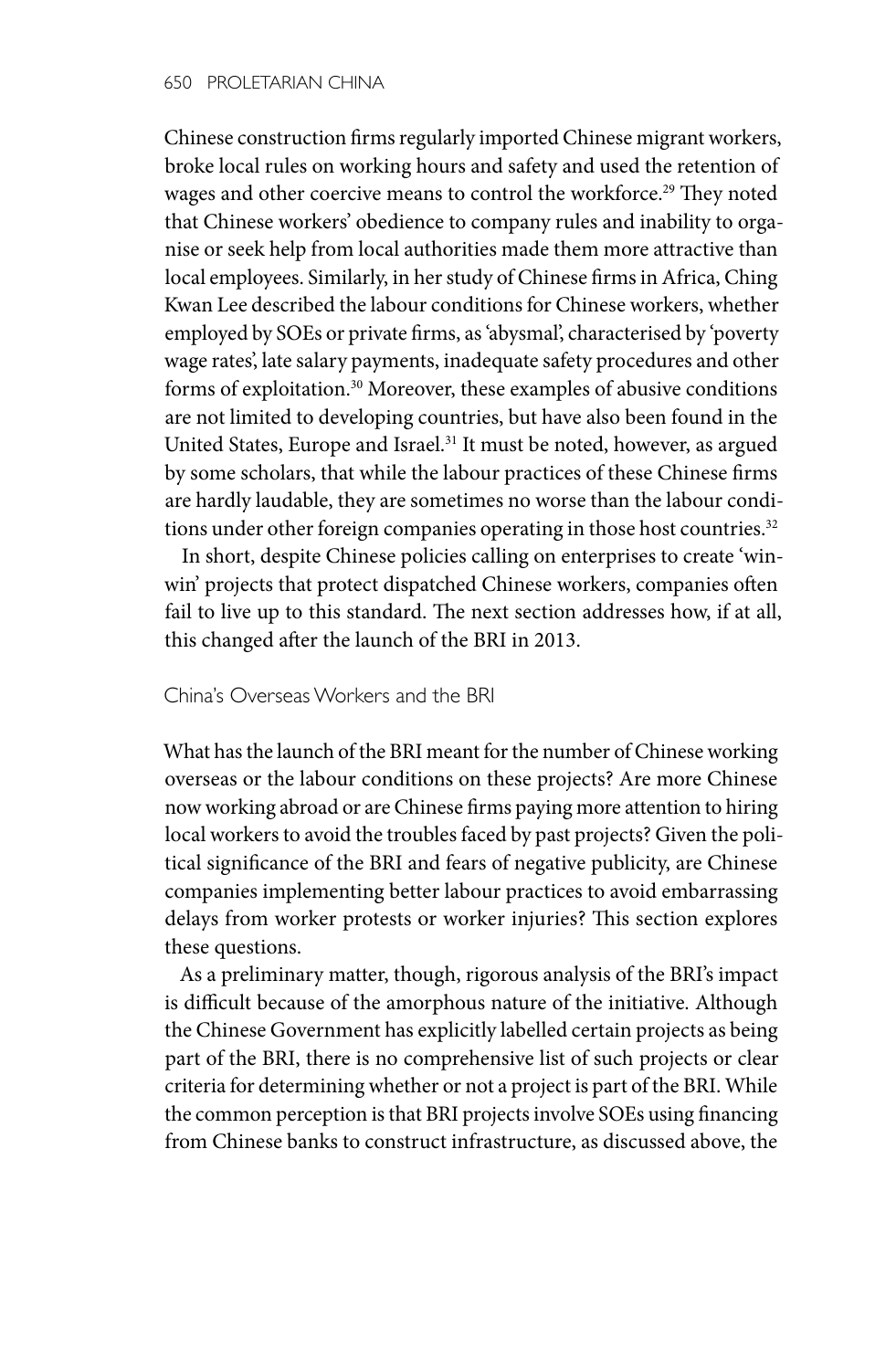Chinese construction firms regularly imported Chinese migrant workers, broke local rules on working hours and safety and used the retention of wages and other coercive means to control the workforce.[29] They noted that Chinese workers' obedience to company rules and inability to organise or seek help from local authorities made them more attractive than local employees. Similarly, in her study of Chinese firms in Africa, Ching Kwan Lee described the labour conditions for Chinese workers, whether employed by SOEs or private firms, as 'abysmal', characterised by 'poverty wage rates', late salary payments, inadequate safety procedures and other forms of exploitation.[30] Moreover, these examples of abusive conditions are not limited to developing countries, but have also been found in the United States, Europe and Israel.[31] It must be noted, however, as argued by some scholars, that while the labour practices of these Chinese firms are hardly laudable, they are sometimes no worse than the labour conditions under other foreign companies operating in those host countries.[32]

In short, despite Chinese policies calling on enterprises to create 'win-win' projects that protect dispatched Chinese workers, companies often fail to live up to this standard. The next section addresses how, if at all, this changed after the launch of the BRI in 2013.

## China's Overseas Workers and the BRI

What has the launch of the BRI meant for the number of Chinese working overseas or the labour conditions on these projects? Are more Chinese now working abroad or are Chinese firms paying more attention to hiring local workers to avoid the troubles faced by past projects? Given the political significance of the BRI and fears of negative publicity, are Chinese companies implementing better labour practices to avoid embarrassing delays from worker protests or worker injuries? This section explores these questions.

As a preliminary matter, though, rigorous analysis of the BRI's impact is difficult because of the amorphous nature of the initiative. Although the Chinese Government has explicitly labelled certain projects as being part of the BRI, there is no comprehensive list of such projects or clear criteria for determining whether or not a project is part of the BRI. While the common perception is that BRI projects involve SOEs using financing from Chinese banks to construct infrastructure, as discussed above, the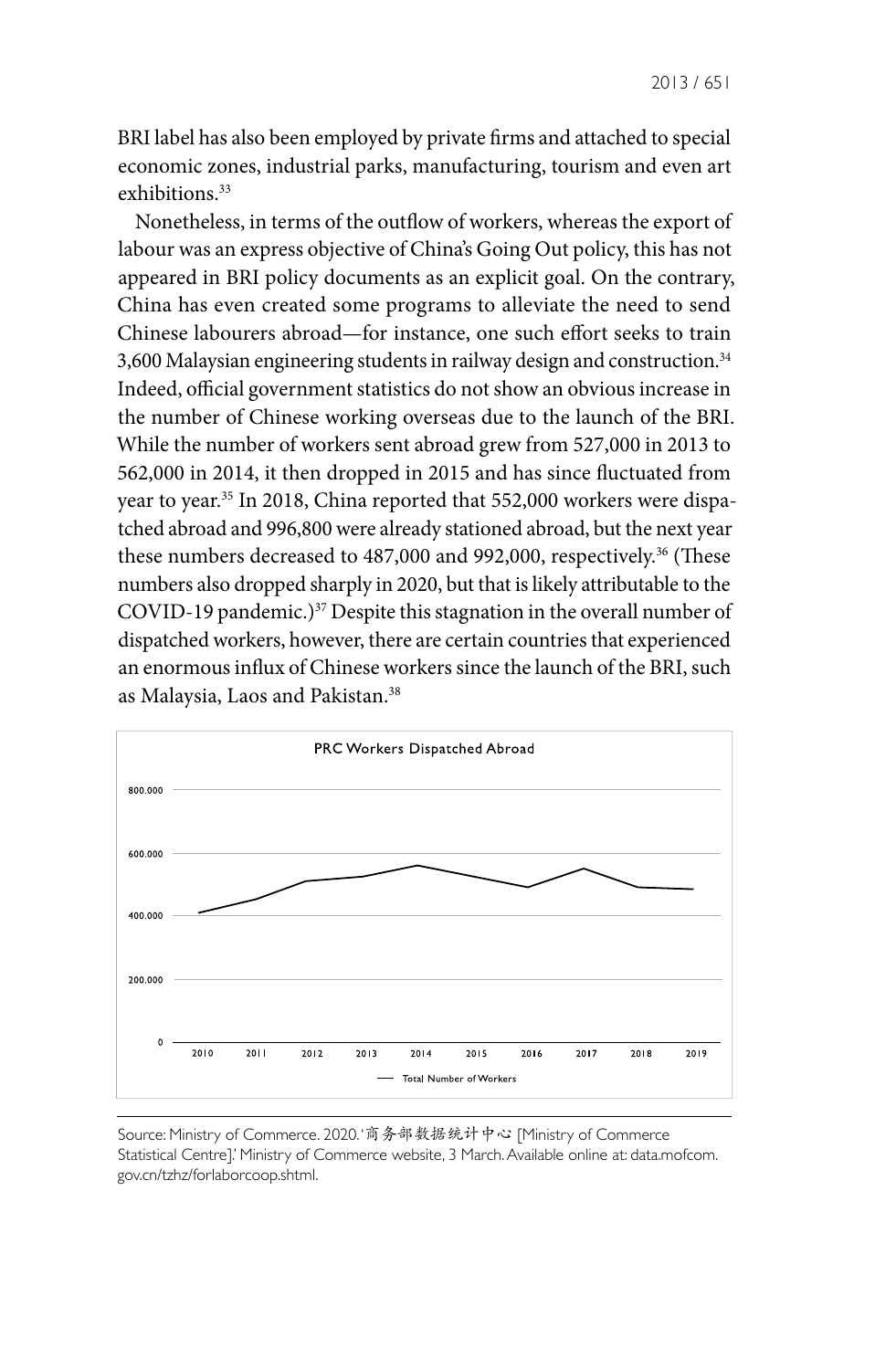BRI label has also been employed by private firms and attached to special economic zones, industrial parks, manufacturing, tourism and even art exhibitions.[33]

Nonetheless, in terms of the outflow of workers, whereas the export of labour was an express objective of China's Going Out policy, this has not appeared in BRI policy documents as an explicit goal. On the contrary, China has even created some programs to alleviate the need to send Chinese labourers abroad—for instance, one such effort seeks to train 3,600 Malaysian engineering students in railway design and construction.[34] Indeed, official government statistics do not show an obvious increase in the number of Chinese working overseas due to the launch of the BRI. While the number of workers sent abroad grew from 527,000 in 2013 to 562,000 in 2014, it then dropped in 2015 and has since fluctuated from year to year.[35] In 2018, China reported that 552,000 workers were dispatched abroad and 996,800 were already stationed abroad, but the next year these numbers decreased to 487,000 and 992,000, respectively.[36] (These numbers also dropped sharply in 2020, but that is likely attributable to the COVID-19 pandemic.)[37] Despite this stagnation in the overall number of dispatched workers, however, there are certain countries that experienced an enormous influx of Chinese workers since the launch of the BRI, such as Malaysia, Laos and Pakistan.[38]

PRC Workers Dispatched Abroad

Source: Ministry of Commerce. 2020. '商务部数据统计中心 [Ministry of Commerce Statistical Centre].' Ministry of Commerce website, 3 March. Available online at: data.mofcom.gov.cn/tzhz/forlaborcoop.shtml.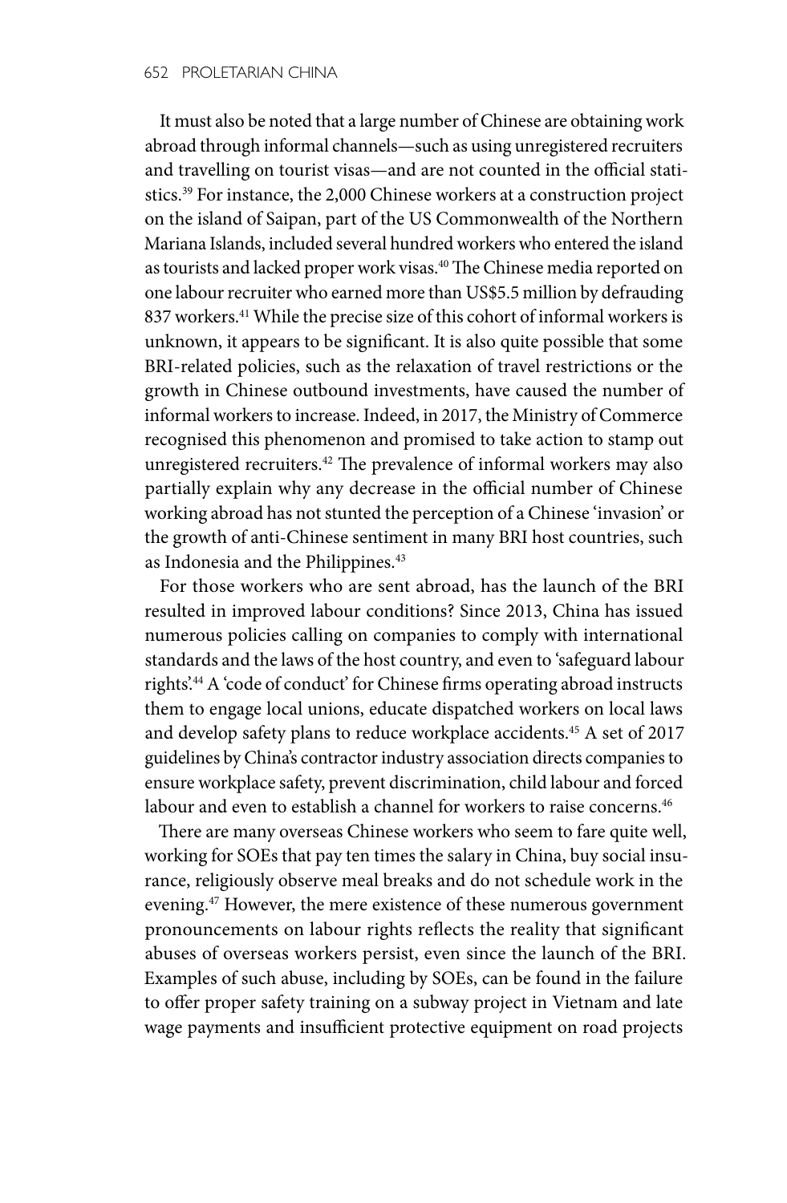It must also be noted that a large number of Chinese are obtaining work abroad through informal channels—such as using unregistered recruiters and travelling on tourist visas—and are not counted in the official statistics.[39] For instance, the 2,000 Chinese workers at a construction project on the island of Saipan, part of the US Commonwealth of the Northern Mariana Islands, included several hundred workers who entered the island as tourists and lacked proper work visas.[40] The Chinese media reported on one labour recruiter who earned more than US$5.5 million by defrauding 837 workers.[41] While the precise size of this cohort of informal workers is unknown, it appears to be significant. It is also quite possible that some BRI-related policies, such as the relaxation of travel restrictions or the growth in Chinese outbound investments, have caused the number of informal workers to increase. Indeed, in 2017, the Ministry of Commerce recognised this phenomenon and promised to take action to stamp out unregistered recruiters.[42] The prevalence of informal workers may also partially explain why any decrease in the official number of Chinese working abroad has not stunted the perception of a Chinese 'invasion' or the growth of anti-Chinese sentiment in many BRI host countries, such as Indonesia and the Philippines.[43]

For those workers who are sent abroad, has the launch of the BRI resulted in improved labour conditions? Since 2013, China has issued numerous policies calling on companies to comply with international standards and the laws of the host country, and even to 'safeguard labour rights'.[44] A 'code of conduct' for Chinese firms operating abroad instructs them to engage local unions, educate dispatched workers on local laws and develop safety plans to reduce workplace accidents.[45] A set of 2017 guidelines by China's contractor industry association directs companies to ensure workplace safety, prevent discrimination, child labour and forced labour and even to establish a channel for workers to raise concerns.[46]

There are many overseas Chinese workers who seem to fare quite well, working for SOEs that pay ten times the salary in China, buy social insurance, religiously observe meal breaks and do not schedule work in the evening.[47] However, the mere existence of these numerous government pronouncements on labour rights reflects the reality that significant abuses of overseas workers persist, even since the launch of the BRI. Examples of such abuse, including by SOEs, can be found in the failure to offer proper safety training on a subway project in Vietnam and late wage payments and insufficient protective equipment on road projects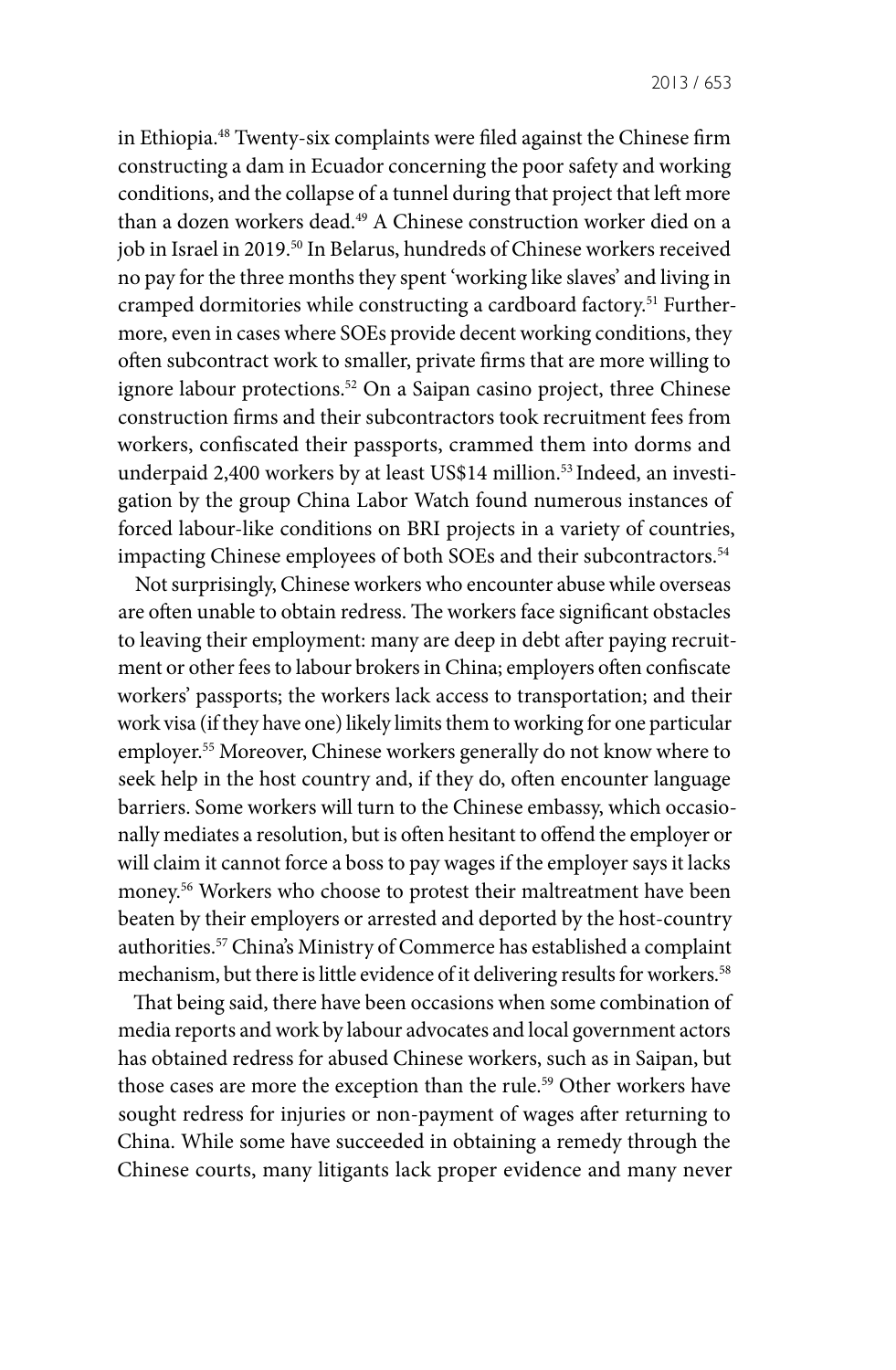in Ethiopia.[48] Twenty-six complaints were filed against the Chinese firm constructing a dam in Ecuador concerning the poor safety and working conditions, and the collapse of a tunnel during that project that left more than a dozen workers dead.[49] A Chinese construction worker died on a job in Israel in 2019.[50] In Belarus, hundreds of Chinese workers received no pay for the three months they spent 'working like slaves' and living in cramped dormitories while constructing a cardboard factory.[51] Furthermore, even in cases where SOEs provide decent working conditions, they often subcontract work to smaller, private firms that are more willing to ignore labour protections.[52] On a Saipan casino project, three Chinese construction firms and their subcontractors took recruitment fees from workers, confiscated their passports, crammed them into dorms and underpaid 2,400 workers by at least US$14 million.[53] Indeed, an investigation by the group China Labor Watch found numerous instances of forced labour-like conditions on BRI projects in a variety of countries, impacting Chinese employees of both SOEs and their subcontractors.[54]

Not surprisingly, Chinese workers who encounter abuse while overseas are often unable to obtain redress. The workers face significant obstacles to leaving their employment: many are deep in debt after paying recruitment or other fees to labour brokers in China; employers often confiscate workers' passports; the workers lack access to transportation; and their work visa (if they have one) likely limits them to working for one particular employer.[55] Moreover, Chinese workers generally do not know where to seek help in the host country and, if they do, often encounter language barriers. Some workers will turn to the Chinese embassy, which occasionally mediates a resolution, but is often hesitant to offend the employer or will claim it cannot force a boss to pay wages if the employer says it lacks money.[56] Workers who choose to protest their maltreatment have been beaten by their employers or arrested and deported by the host-country authorities.[57] China's Ministry of Commerce has established a complaint mechanism, but there is little evidence of it delivering results for workers.[58]

That being said, there have been occasions when some combination of media reports and work by labour advocates and local government actors has obtained redress for abused Chinese workers, such as in Saipan, but those cases are more the exception than the rule.[59] Other workers have sought redress for injuries or non-payment of wages after returning to China. While some have succeeded in obtaining a remedy through the Chinese courts, many litigants lack proper evidence and many never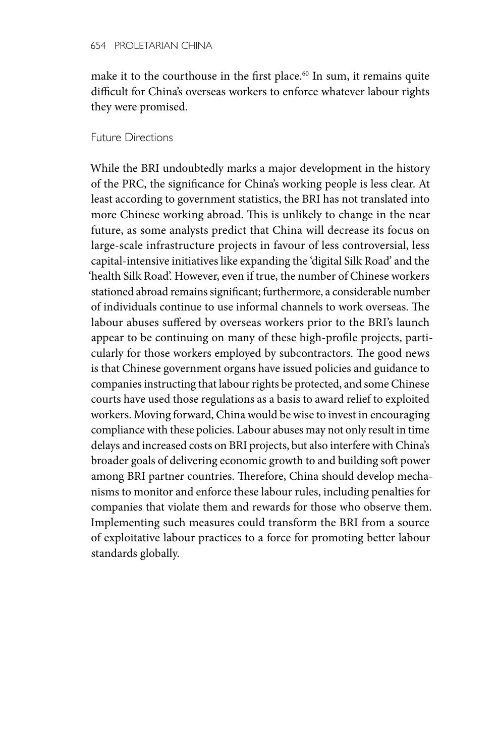make it to the courthouse in the first place.[60] In sum, it remains quite difficult for China's overseas workers to enforce whatever labour rights they were promised.

## Future Directions

While the BRI undoubtedly marks a major development in the history of the PRC, the significance for China's working people is less clear. At least according to government statistics, the BRI has not translated into more Chinese working abroad. This is unlikely to change in the near future, as some analysts predict that China will decrease its focus on large-scale infrastructure projects in favour of less controversial, less capital-intensive initiatives like expanding the 'digital Silk Road' and the 'health Silk Road'. However, even if true, the number of Chinese workers stationed abroad remains significant; furthermore, a considerable number of individuals continue to use informal channels to work overseas. The labour abuses suffered by overseas workers prior to the BRI's launch appear to be continuing on many of these high-profile projects, particularly for those workers employed by subcontractors. The good news is that Chinese government organs have issued policies and guidance to companies instructing that labour rights be protected, and some Chinese courts have used those regulations as a basis to award relief to exploited workers. Moving forward, China would be wise to invest in encouraging compliance with these policies. Labour abuses may not only result in time delays and increased costs on BRI projects, but also interfere with China's broader goals of delivering economic growth to and building soft power among BRI partner countries. Therefore, China should develop mechanisms to monitor and enforce these labour rules, including penalties for companies that violate them and rewards for those who observe them. Implementing such measures could transform the BRI from a source of exploitative labour practices to a force for promoting better labour standards globally.